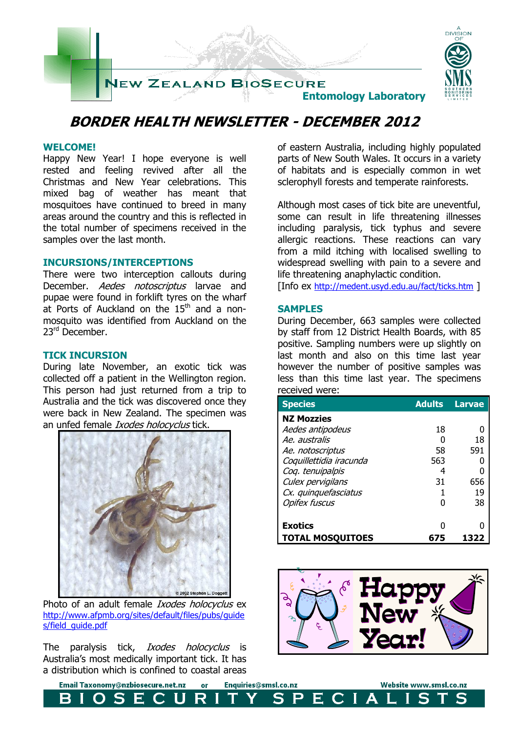New Zealand BioSecure

Entomology Laboratory

A DIVISION OF SMS SOUTHERN MONITORING SERVICES LIMITED

# BORDER HEALTH NEWSLETTER - DECEMBER 2012

## WELCOME!

Happy New Year! I hope everyone is well rested and feeling revived after all the Christmas and New Year celebrations. This mixed bag of weather has meant that mosquitoes have continued to breed in many areas around the country and this is reflected in the total number of specimens received in the samples over the last month.

## INCURSIONS/INTERCEPTIONS

There were two interception callouts during December. *Aedes notoscriptus* larvae and pupae were found in forklift tyres on the wharf at Ports of Auckland on the 15th and a non-mosquito was identified from Auckland on the 23rd December.

## TICK INCURSION

During late November, an exotic tick was collected off a patient in the Wellington region. This person had just returned from a trip to Australia and the tick was discovered once they were back in New Zealand. The specimen was an unfed female *Ixodes holocyclus* tick.

Photo of an adult female *Ixodes holocyclus* ex http://www.afpmb.org/sites/default/files/pubs/guides/field_guide.pdf

The paralysis tick, *Ixodes holocyclus* is Australia's most medically important tick. It has a distribution which is confined to coastal areas of eastern Australia, including highly populated parts of New South Wales. It occurs in a variety of habitats and is especially common in wet sclerophyll forests and temperate rainforests.

Although most cases of tick bite are uneventful, some can result in life threatening illnesses including paralysis, tick typhus and severe allergic reactions. These reactions can vary from a mild itching with localised swelling to widespread swelling with pain to a severe and life threatening anaphylactic condition.

[Info ex http://medent.usyd.edu.au/fact/ticks.htm ]

## SAMPLES

During December, 663 samples were collected by staff from 12 District Health Boards, with 85 positive. Sampling numbers were up slightly on last month and also on this time last year however the number of positive samples was less than this time last year. The specimens received were:

| Species | Adults | Larvae |
|---|---|---|
| **NZ Mozzies** | | |
| *Aedes antipodeus* | 18 | 0 |
| *Ae. australis* | 0 | 18 |
| *Ae. notoscriptus* | 58 | 591 |
| *Coquillettidia iracunda* | 563 | 0 |
| *Coq. tenuipalpis* | 4 | 0 |
| *Culex pervigilans* | 31 | 656 |
| *Cx. quinquefasciatus* | 1 | 19 |
| *Opifex fuscus* | 0 | 38 |
| **Exotics** | 0 | 0 |
| **TOTAL MOSQUITOES** | **675** | **1322** |

Happy New Year!

Email Taxonomy@nzbiosecure.net.nz or Enquiries@smsl.co.nz Website www.smsl.co.nz

BIOSECURITY SPECIALISTS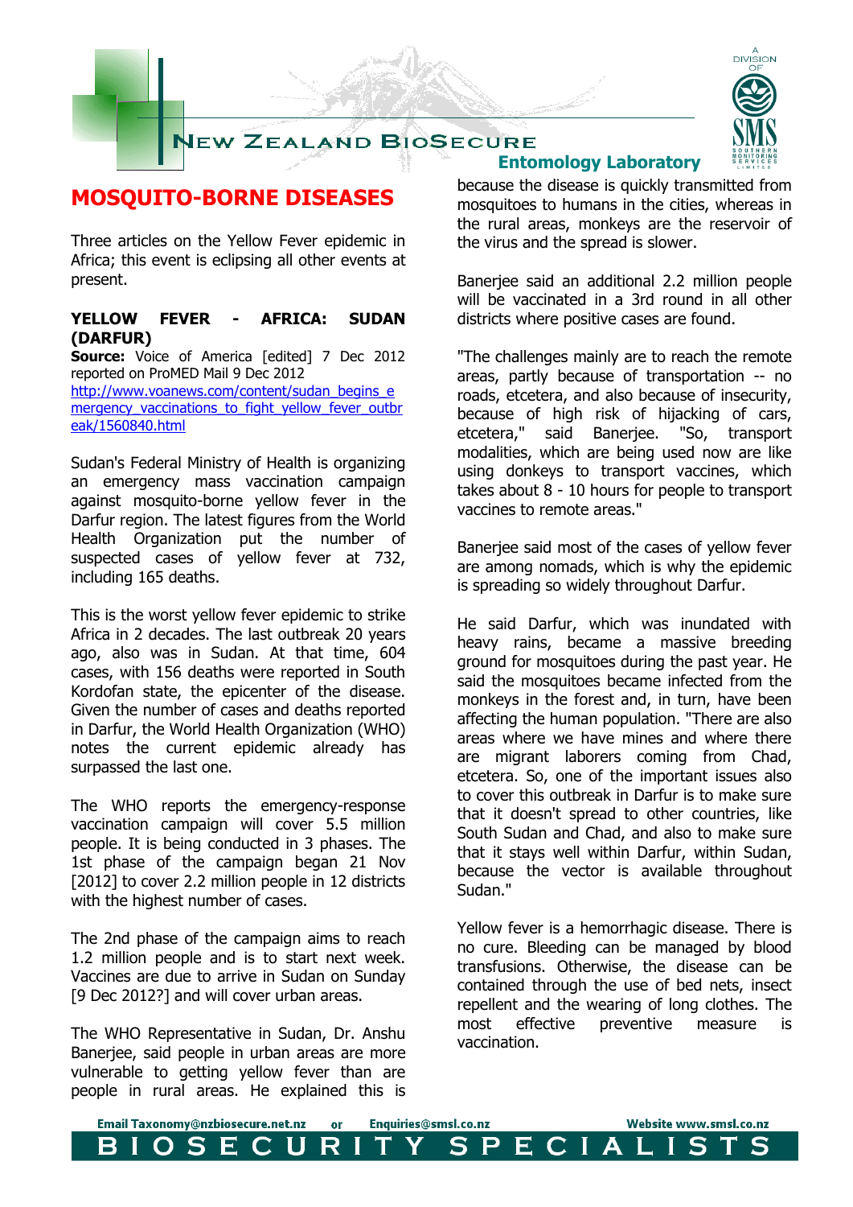# MOSQUITO-BORNE DISEASES

Three articles on the Yellow Fever epidemic in Africa; this event is eclipsing all other events at present.

## YELLOW FEVER - AFRICA: SUDAN (DARFUR)

**Source:** Voice of America [edited] 7 Dec 2012 reported on ProMED Mail 9 Dec 2012
http://www.voanews.com/content/sudan_begins_emergency_vaccinations_to_fight_yellow_fever_outbreak/1560840.html

Sudan's Federal Ministry of Health is organizing an emergency mass vaccination campaign against mosquito-borne yellow fever in the Darfur region. The latest figures from the World Health Organization put the number of suspected cases of yellow fever at 732, including 165 deaths.

This is the worst yellow fever epidemic to strike Africa in 2 decades. The last outbreak 20 years ago, also was in Sudan. At that time, 604 cases, with 156 deaths were reported in South Kordofan state, the epicenter of the disease. Given the number of cases and deaths reported in Darfur, the World Health Organization (WHO) notes the current epidemic already has surpassed the last one.

The WHO reports the emergency-response vaccination campaign will cover 5.5 million people. It is being conducted in 3 phases. The 1st phase of the campaign began 21 Nov [2012] to cover 2.2 million people in 12 districts with the highest number of cases.

The 2nd phase of the campaign aims to reach 1.2 million people and is to start next week. Vaccines are due to arrive in Sudan on Sunday [9 Dec 2012?] and will cover urban areas.

The WHO Representative in Sudan, Dr. Anshu Banerjee, said people in urban areas are more vulnerable to getting yellow fever than are people in rural areas. He explained this is because the disease is quickly transmitted from mosquitoes to humans in the cities, whereas in the rural areas, monkeys are the reservoir of the virus and the spread is slower.

Banerjee said an additional 2.2 million people will be vaccinated in a 3rd round in all other districts where positive cases are found.

"The challenges mainly are to reach the remote areas, partly because of transportation -- no roads, etcetera, and also because of insecurity, because of high risk of hijacking of cars, etcetera," said Banerjee. "So, transport modalities, which are being used now are like using donkeys to transport vaccines, which takes about 8 - 10 hours for people to transport vaccines to remote areas."

Banerjee said most of the cases of yellow fever are among nomads, which is why the epidemic is spreading so widely throughout Darfur.

He said Darfur, which was inundated with heavy rains, became a massive breeding ground for mosquitoes during the past year. He said the mosquitoes became infected from the monkeys in the forest and, in turn, have been affecting the human population. "There are also areas where we have mines and where there are migrant laborers coming from Chad, etcetera. So, one of the important issues also to cover this outbreak in Darfur is to make sure that it doesn't spread to other countries, like South Sudan and Chad, and also to make sure that it stays well within Darfur, within Sudan, because the vector is available throughout Sudan."

Yellow fever is a hemorrhagic disease. There is no cure. Bleeding can be managed by blood transfusions. Otherwise, the disease can be contained through the use of bed nets, insect repellent and the wearing of long clothes. The most effective preventive measure is vaccination.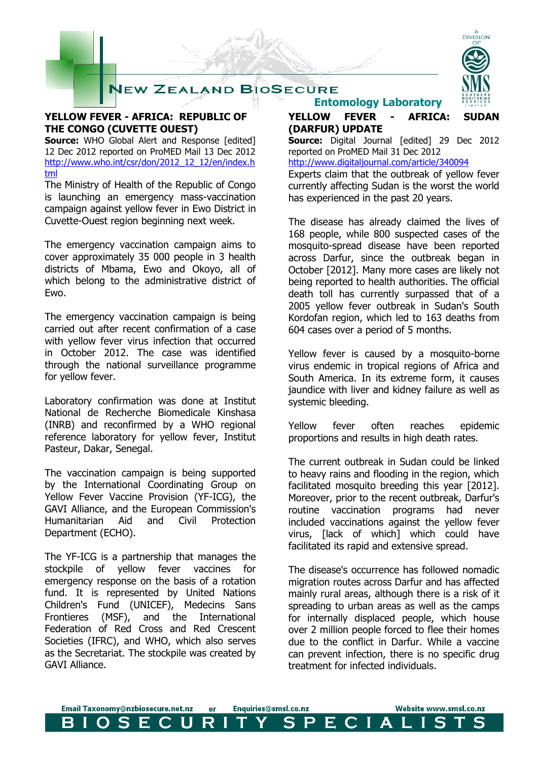## YELLOW FEVER - AFRICA: REPUBLIC OF THE CONGO (CUVETTE OUEST)

**Source:** WHO Global Alert and Response [edited] 12 Dec 2012 reported on ProMED Mail 13 Dec 2012
http://www.who.int/csr/don/2012_12_12/en/index.html

The Ministry of Health of the Republic of Congo is launching an emergency mass-vaccination campaign against yellow fever in Ewo District in Cuvette-Ouest region beginning next week.

The emergency vaccination campaign aims to cover approximately 35 000 people in 3 health districts of Mbama, Ewo and Okoyo, all of which belong to the administrative district of Ewo.

The emergency vaccination campaign is being carried out after recent confirmation of a case with yellow fever virus infection that occurred in October 2012. The case was identified through the national surveillance programme for yellow fever.

Laboratory confirmation was done at Institut National de Recherche Biomedicale Kinshasa (INRB) and reconfirmed by a WHO regional reference laboratory for yellow fever, Institut Pasteur, Dakar, Senegal.

The vaccination campaign is being supported by the International Coordinating Group on Yellow Fever Vaccine Provision (YF-ICG), the GAVI Alliance, and the European Commission's Humanitarian Aid and Civil Protection Department (ECHO).

The YF-ICG is a partnership that manages the stockpile of yellow fever vaccines for emergency response on the basis of a rotation fund. It is represented by United Nations Children's Fund (UNICEF), Medecins Sans Frontieres (MSF), and the International Federation of Red Cross and Red Crescent Societies (IFRC), and WHO, which also serves as the Secretariat. The stockpile was created by GAVI Alliance.

## YELLOW FEVER - AFRICA: SUDAN (DARFUR) UPDATE

**Source:** Digital Journal [edited] 29 Dec 2012 reported on ProMED Mail 31 Dec 2012
http://www.digitaljournal.com/article/340094

Experts claim that the outbreak of yellow fever currently affecting Sudan is the worst the world has experienced in the past 20 years.

The disease has already claimed the lives of 168 people, while 800 suspected cases of the mosquito-spread disease have been reported across Darfur, since the outbreak began in October [2012]. Many more cases are likely not being reported to health authorities. The official death toll has currently surpassed that of a 2005 yellow fever outbreak in Sudan's South Kordofan region, which led to 163 deaths from 604 cases over a period of 5 months.

Yellow fever is caused by a mosquito-borne virus endemic in tropical regions of Africa and South America. In its extreme form, it causes jaundice with liver and kidney failure as well as systemic bleeding.

Yellow fever often reaches epidemic proportions and results in high death rates.

The current outbreak in Sudan could be linked to heavy rains and flooding in the region, which facilitated mosquito breeding this year [2012]. Moreover, prior to the recent outbreak, Darfur's routine vaccination programs had never included vaccinations against the yellow fever virus, [lack of which] which could have facilitated its rapid and extensive spread.

The disease's occurrence has followed nomadic migration routes across Darfur and has affected mainly rural areas, although there is a risk of it spreading to urban areas as well as the camps for internally displaced people, which house over 2 million people forced to flee their homes due to the conflict in Darfur. While a vaccine can prevent infection, there is no specific drug treatment for infected individuals.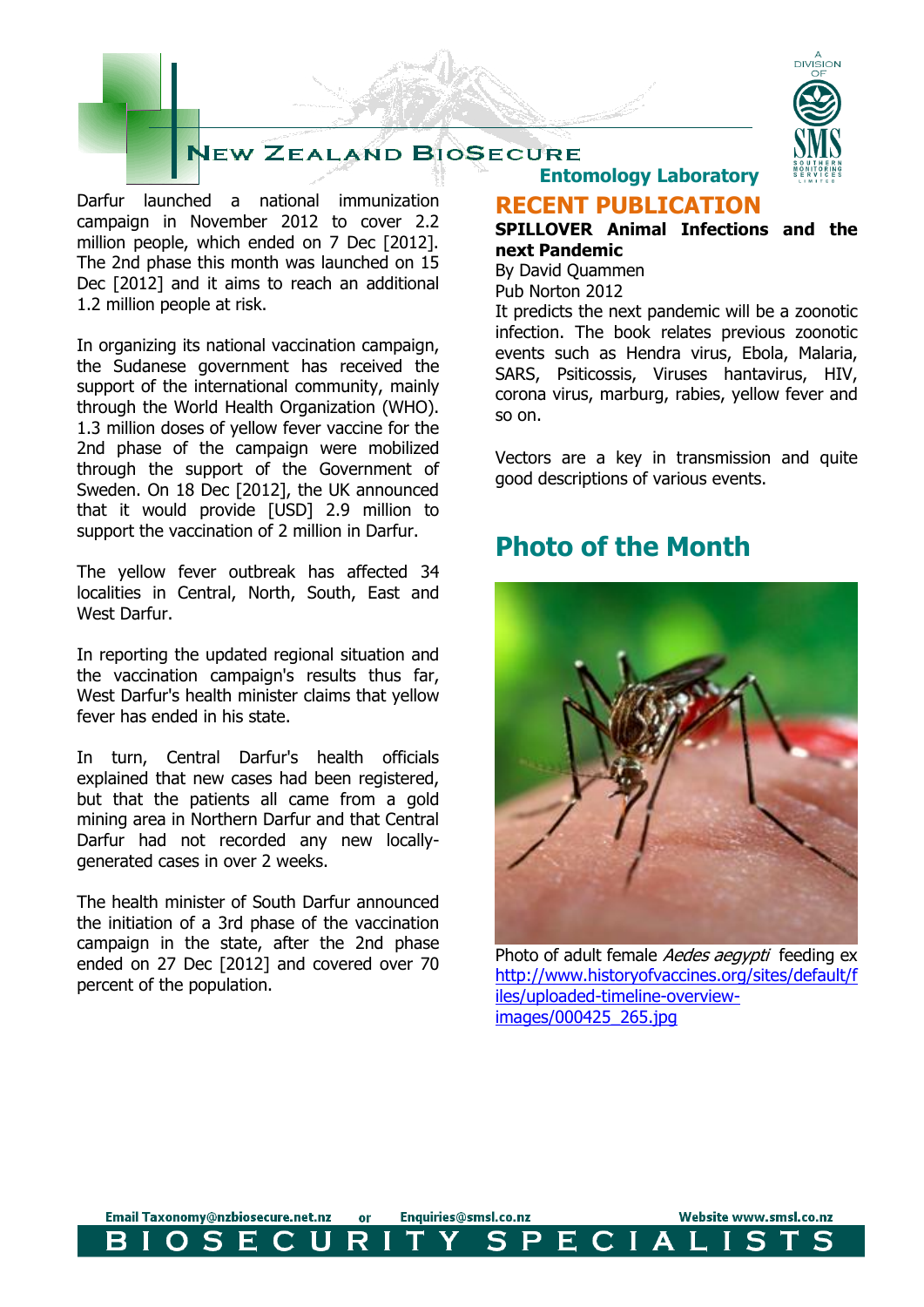Darfur launched a national immunization campaign in November 2012 to cover 2.2 million people, which ended on 7 Dec [2012]. The 2nd phase this month was launched on 15 Dec [2012] and it aims to reach an additional 1.2 million people at risk.

In organizing its national vaccination campaign, the Sudanese government has received the support of the international community, mainly through the World Health Organization (WHO). 1.3 million doses of yellow fever vaccine for the 2nd phase of the campaign were mobilized through the support of the Government of Sweden. On 18 Dec [2012], the UK announced that it would provide [USD] 2.9 million to support the vaccination of 2 million in Darfur.

The yellow fever outbreak has affected 34 localities in Central, North, South, East and West Darfur.

In reporting the updated regional situation and the vaccination campaign's results thus far, West Darfur's health minister claims that yellow fever has ended in his state.

In turn, Central Darfur's health officials explained that new cases had been registered, but that the patients all came from a gold mining area in Northern Darfur and that Central Darfur had not recorded any new locally-generated cases in over 2 weeks.

The health minister of South Darfur announced the initiation of a 3rd phase of the vaccination campaign in the state, after the 2nd phase ended on 27 Dec [2012] and covered over 70 percent of the population.

## RECENT PUBLICATION

**SPILLOVER Animal Infections and the next Pandemic**

By David Quammen

Pub Norton 2012

It predicts the next pandemic will be a zoonotic infection. The book relates previous zoonotic events such as Hendra virus, Ebola, Malaria, SARS, Psiticossis, Viruses hantavirus, HIV, corona virus, marburg, rabies, yellow fever and so on.

Vectors are a key in transmission and quite good descriptions of various events.

## Photo of the Month

Photo of adult female *Aedes aegypti* feeding ex http://www.historyofvaccines.org/sites/default/files/uploaded-timeline-overview-images/000425_265.jpg